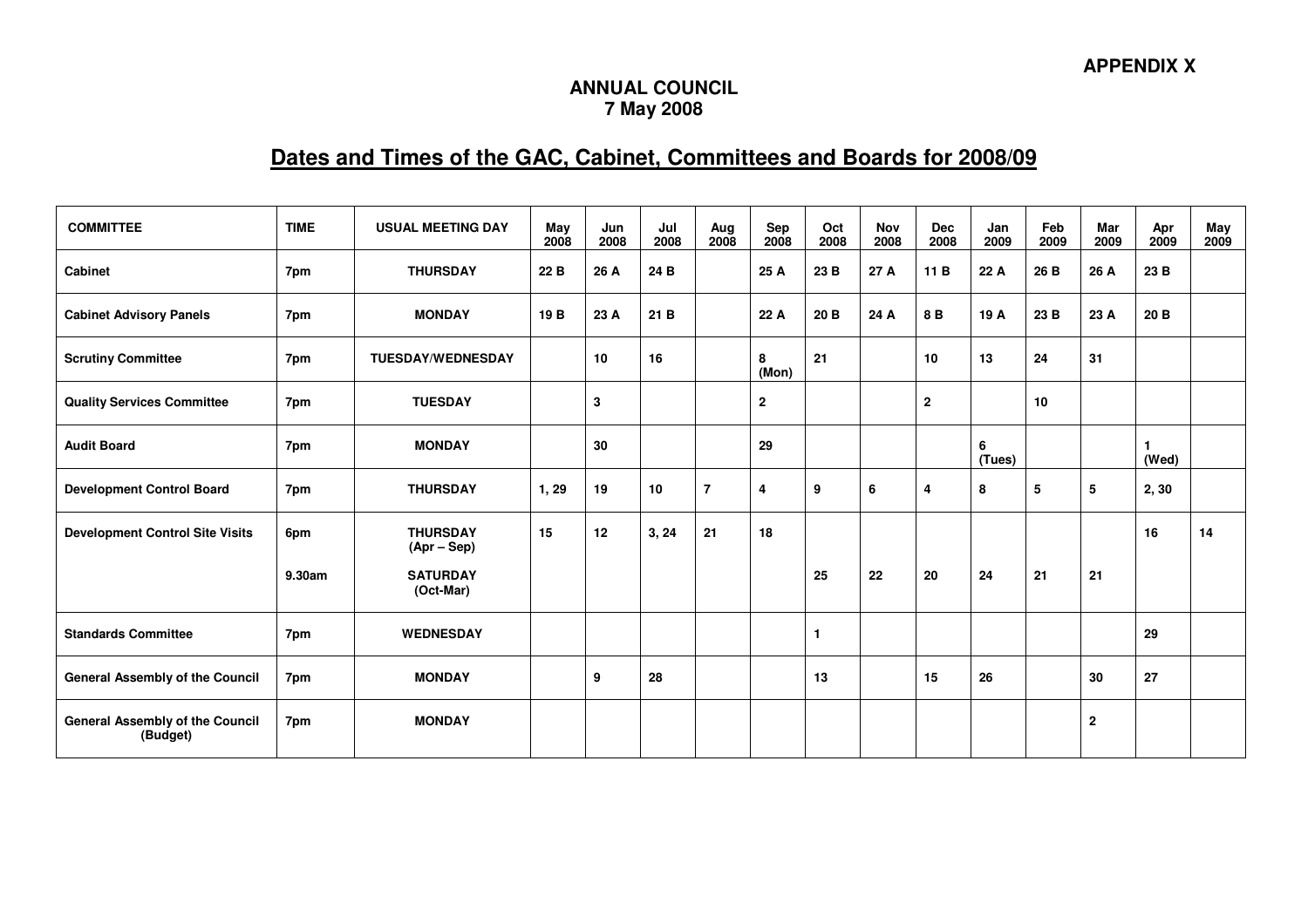**APPENDIX X**

**ANNUAL COUNCIL**
**7 May 2008**

## Dates and Times of the GAC, Cabinet, Committees and Boards for 2008/09

| COMMITTEE | TIME | USUAL MEETING DAY | May 2008 | Jun 2008 | Jul 2008 | Aug 2008 | Sep 2008 | Oct 2008 | Nov 2008 | Dec 2008 | Jan 2009 | Feb 2009 | Mar 2009 | Apr 2009 | May 2009 |
|---|---|---|---|---|---|---|---|---|---|---|---|---|---|---|---|
| **Cabinet** | 7pm | THURSDAY | 22 B | 26 A | 24 B | | 25 A | 23 B | 27 A | 11 B | 22 A | 26 B | 26 A | 23 B | |
| **Cabinet Advisory Panels** | 7pm | MONDAY | 19 B | 23 A | 21 B | | 22 A | 20 B | 24 A | 8 B | 19 A | 23 B | 23 A | 20 B | |
| **Scrutiny Committee** | 7pm | TUESDAY/WEDNESDAY | | 10 | 16 | | 8 (Mon) | 21 | | 10 | 13 | 24 | 31 | | |
| **Quality Services Committee** | 7pm | TUESDAY | | 3 | | | 2 | | | 2 | | 10 | | | |
| **Audit Board** | 7pm | MONDAY | | 30 | | | 29 | | | | 6 (Tues) | | | 1 (Wed) | |
| **Development Control Board** | 7pm | THURSDAY | 1, 29 | 19 | 10 | 7 | 4 | 9 | 6 | 4 | 8 | 5 | 5 | 2, 30 | |
| **Development Control Site Visits** | 6pm | THURSDAY (Apr – Sep) | 15 | 12 | 3, 24 | 21 | 18 | | | | | | | 16 | 14 |
| | 9.30am | SATURDAY (Oct-Mar) | | | | | | 25 | 22 | 20 | 24 | 21 | 21 | | |
| **Standards Committee** | 7pm | WEDNESDAY | | | | | | 1 | | | | | | 29 | |
| **General Assembly of the Council** | 7pm | MONDAY | | 9 | 28 | | | 13 | | 15 | 26 | | 30 | 27 | |
| **General Assembly of the Council (Budget)** | 7pm | MONDAY | | | | | | | | | | | 2 | | |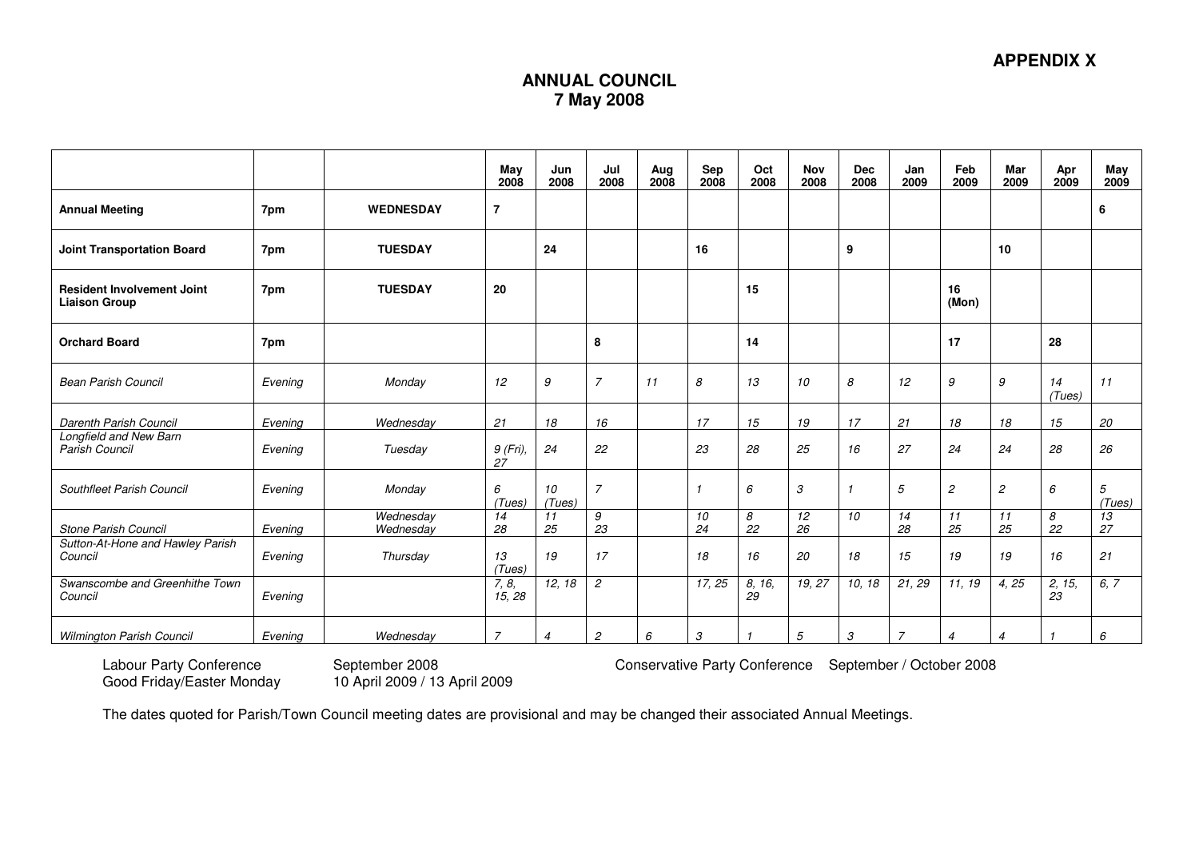**APPENDIX X**

## ANNUAL COUNCIL
## 7 May 2008

| | | | May 2008 | Jun 2008 | Jul 2008 | Aug 2008 | Sep 2008 | Oct 2008 | Nov 2008 | Dec 2008 | Jan 2009 | Feb 2009 | Mar 2009 | Apr 2009 | May 2009 |
|---|---|---|---|---|---|---|---|---|---|---|---|---|---|---|---|
| **Annual Meeting** | **7pm** | **WEDNESDAY** | **7** | | | | | | | | | | | | **6** |
| **Joint Transportation Board** | **7pm** | **TUESDAY** | | **24** | | | **16** | | | **9** | | | **10** | | |
| **Resident Involvement Joint Liaison Group** | **7pm** | **TUESDAY** | **20** | | | | | **15** | | | | **16 (Mon)** | | | |
| **Orchard Board** | **7pm** | | | | **8** | | | **14** | | | | **17** | | **28** | |
| *Bean Parish Council* | *Evening* | *Monday* | *12* | *9* | *7* | *11* | *8* | *13* | *10* | *8* | *12* | *9* | *9* | *14 (Tues)* | *11* |
| *Darenth Parish Council* | *Evening* | *Wednesday* | *21* | *18* | *16* | | *17* | *15* | *19* | *17* | *21* | *18* | *18* | *15* | *20* |
| *Longfield and New Barn Parish Council* | *Evening* | *Tuesday* | *9 (Fri), 27* | *24* | *22* | | *23* | *28* | *25* | *16* | *27* | *24* | *24* | *28* | *26* |
| *Southfleet Parish Council* | *Evening* | *Monday* | *6 (Tues)* | *10 (Tues)* | *7* | | *1* | *6* | *3* | *1* | *5* | *2* | *2* | *6* | *5 (Tues)* |
| *Stone Parish Council* | *Evening* | *Wednesday Wednesday* | *14 28* | *11 25* | *9 23* | | *10 24* | *8 22* | *12 26* | *10* | *14 28* | *11 25* | *11 25* | *8 22* | *13 27* |
| *Sutton-At-Hone and Hawley Parish Council* | *Evening* | *Thursday* | *13 (Tues)* | *19* | *17* | | *18* | *16* | *20* | *18* | *15* | *19* | *19* | *16* | *21* |
| *Swanscombe and Greenhithe Town Council* | *Evening* | | *7, 8, 15, 28* | *12, 18* | *2* | | *17, 25* | *8, 16, 29* | *19, 27* | *10, 18* | *21, 29* | *11, 19* | *4, 25* | *2, 15, 23* | *6, 7* |
| *Wilmington Parish Council* | *Evening* | *Wednesday* | *7* | *4* | *2* | *6* | *3* | *1* | *5* | *3* | *7* | *4* | *4* | *1* | *6* |

Labour Party Conference September 2008 Conservative Party Conference September / October 2008

Good Friday/Easter Monday 10 April 2009 / 13 April 2009

The dates quoted for Parish/Town Council meeting dates are provisional and may be changed their associated Annual Meetings.